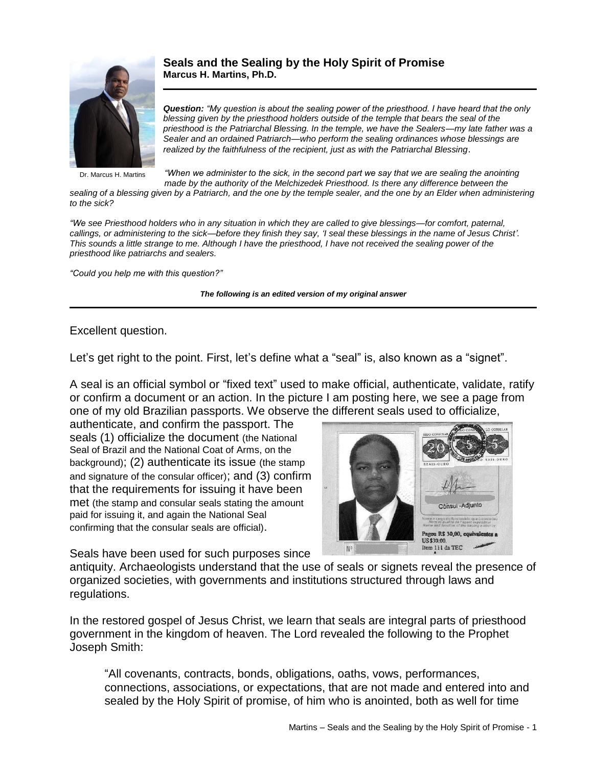## Seals and the Sealing by the Holy Spirit of Promise

**Marcus H. Martins, Ph.D.**

Dr. Marcus H. Martins

***Question:*** *"My question is about the sealing power of the priesthood. I have heard that the only blessing given by the priesthood holders outside of the temple that bears the seal of the priesthood is the Patriarchal Blessing. In the temple, we have the Sealers—my late father was a Sealer and an ordained Patriarch—who perform the sealing ordinances whose blessings are realized by the faithfulness of the recipient, just as with the Patriarchal Blessing.*

*"When we administer to the sick, in the second part we say that we are sealing the anointing made by the authority of the Melchizedek Priesthood. Is there any difference between the sealing of a blessing given by a Patriarch, and the one by the temple sealer, and the one by an Elder when administering to the sick?*

*"We see Priesthood holders who in any situation in which they are called to give blessings—for comfort, paternal, callings, or administering to the sick—before they finish they say, 'I seal these blessings in the name of Jesus Christ'. This sounds a little strange to me. Although I have the priesthood, I have not received the sealing power of the priesthood like patriarchs and sealers.*

*"Could you help me with this question?"*

***The following is an edited version of my original answer***

---

Excellent question.

Let's get right to the point. First, let's define what a "seal" is, also known as a "signet".

A seal is an official symbol or "fixed text" used to make official, authenticate, validate, ratify or confirm a document or an action. In the picture I am posting here, we see a page from one of my old Brazilian passports. We observe the different seals used to officialize, authenticate, and confirm the passport. The seals (1) officialize the document (the National Seal of Brazil and the National Coat of Arms, on the background); (2) authenticate its issue (the stamp and signature of the consular officer); and (3) confirm that the requirements for issuing it have been met (the stamp and consular seals stating the amount paid for issuing it, and again the National Seal confirming that the consular seals are official).

Seals have been used for such purposes since antiquity. Archaeologists understand that the use of seals or signets reveal the presence of organized societies, with governments and institutions structured through laws and regulations.

In the restored gospel of Jesus Christ, we learn that seals are integral parts of priesthood government in the kingdom of heaven. The Lord revealed the following to the Prophet Joseph Smith:

> "All covenants, contracts, bonds, obligations, oaths, vows, performances, connections, associations, or expectations, that are not made and entered into and sealed by the Holy Spirit of promise, of him who is anointed, both as well for time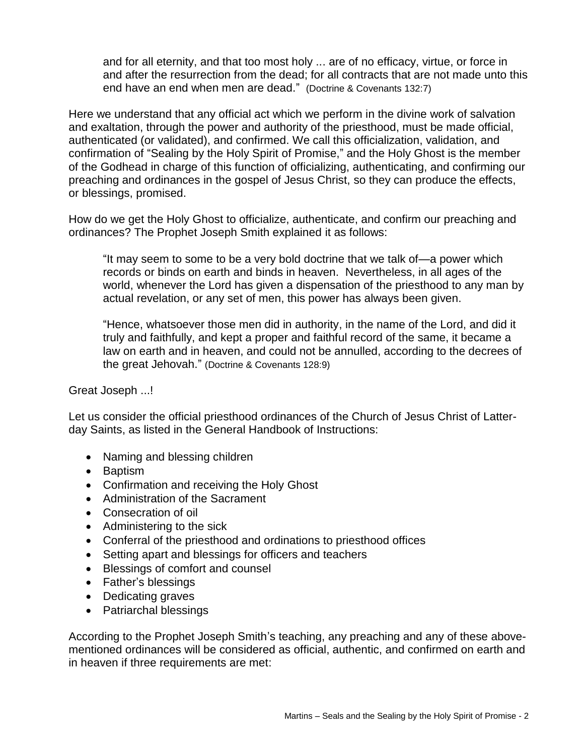> and for all eternity, and that too most holy ... are of no efficacy, virtue, or force in and after the resurrection from the dead; for all contracts that are not made unto this end have an end when men are dead." (Doctrine & Covenants 132:7)

Here we understand that any official act which we perform in the divine work of salvation and exaltation, through the power and authority of the priesthood, must be made official, authenticated (or validated), and confirmed. We call this officialization, validation, and confirmation of "Sealing by the Holy Spirit of Promise," and the Holy Ghost is the member of the Godhead in charge of this function of officializing, authenticating, and confirming our preaching and ordinances in the gospel of Jesus Christ, so they can produce the effects, or blessings, promised.

How do we get the Holy Ghost to officialize, authenticate, and confirm our preaching and ordinances? The Prophet Joseph Smith explained it as follows:

> "It may seem to some to be a very bold doctrine that we talk of—a power which records or binds on earth and binds in heaven. Nevertheless, in all ages of the world, whenever the Lord has given a dispensation of the priesthood to any man by actual revelation, or any set of men, this power has always been given.
>
> "Hence, whatsoever those men did in authority, in the name of the Lord, and did it truly and faithfully, and kept a proper and faithful record of the same, it became a law on earth and in heaven, and could not be annulled, according to the decrees of the great Jehovah." (Doctrine & Covenants 128:9)

Great Joseph ...!

Let us consider the official priesthood ordinances of the Church of Jesus Christ of Latter-day Saints, as listed in the General Handbook of Instructions:

- Naming and blessing children
- Baptism
- Confirmation and receiving the Holy Ghost
- Administration of the Sacrament
- Consecration of oil
- Administering to the sick
- Conferral of the priesthood and ordinations to priesthood offices
- Setting apart and blessings for officers and teachers
- Blessings of comfort and counsel
- Father's blessings
- Dedicating graves
- Patriarchal blessings

According to the Prophet Joseph Smith's teaching, any preaching and any of these above-mentioned ordinances will be considered as official, authentic, and confirmed on earth and in heaven if three requirements are met: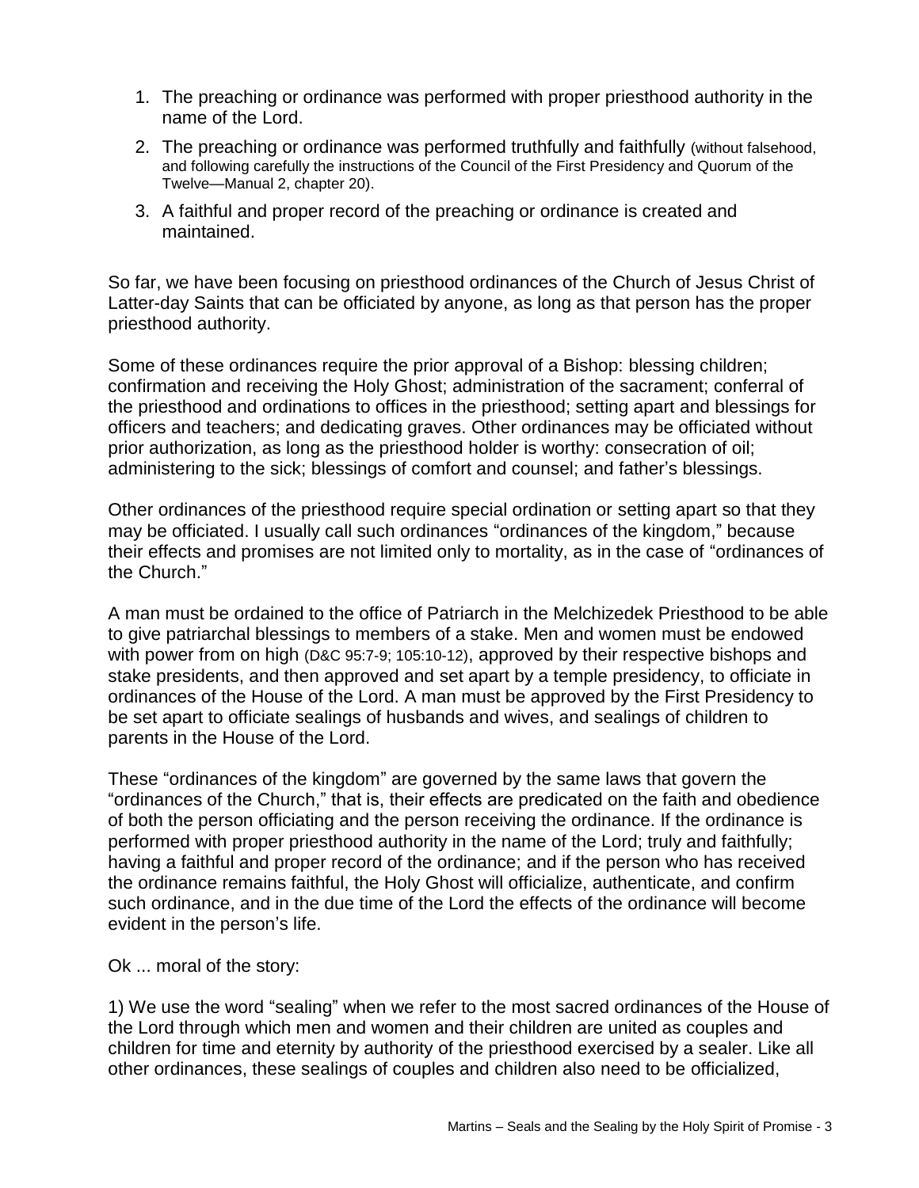1. The preaching or ordinance was performed with proper priesthood authority in the name of the Lord.
2. The preaching or ordinance was performed truthfully and faithfully (without falsehood, and following carefully the instructions of the Council of the First Presidency and Quorum of the Twelve—Manual 2, chapter 20).
3. A faithful and proper record of the preaching or ordinance is created and maintained.

So far, we have been focusing on priesthood ordinances of the Church of Jesus Christ of Latter-day Saints that can be officiated by anyone, as long as that person has the proper priesthood authority.

Some of these ordinances require the prior approval of a Bishop: blessing children; confirmation and receiving the Holy Ghost; administration of the sacrament; conferral of the priesthood and ordinations to offices in the priesthood; setting apart and blessings for officers and teachers; and dedicating graves. Other ordinances may be officiated without prior authorization, as long as the priesthood holder is worthy: consecration of oil; administering to the sick; blessings of comfort and counsel; and father's blessings.

Other ordinances of the priesthood require special ordination or setting apart so that they may be officiated. I usually call such ordinances "ordinances of the kingdom," because their effects and promises are not limited only to mortality, as in the case of "ordinances of the Church."

A man must be ordained to the office of Patriarch in the Melchizedek Priesthood to be able to give patriarchal blessings to members of a stake. Men and women must be endowed with power from on high (D&C 95:7-9; 105:10-12), approved by their respective bishops and stake presidents, and then approved and set apart by a temple presidency, to officiate in ordinances of the House of the Lord. A man must be approved by the First Presidency to be set apart to officiate sealings of husbands and wives, and sealings of children to parents in the House of the Lord.

These "ordinances of the kingdom" are governed by the same laws that govern the "ordinances of the Church," that is, their effects are predicated on the faith and obedience of both the person officiating and the person receiving the ordinance. If the ordinance is performed with proper priesthood authority in the name of the Lord; truly and faithfully; having a faithful and proper record of the ordinance; and if the person who has received the ordinance remains faithful, the Holy Ghost will officialize, authenticate, and confirm such ordinance, and in the due time of the Lord the effects of the ordinance will become evident in the person's life.

Ok ... moral of the story:

1) We use the word "sealing" when we refer to the most sacred ordinances of the House of the Lord through which men and women and their children are united as couples and children for time and eternity by authority of the priesthood exercised by a sealer. Like all other ordinances, these sealings of couples and children also need to be officialized,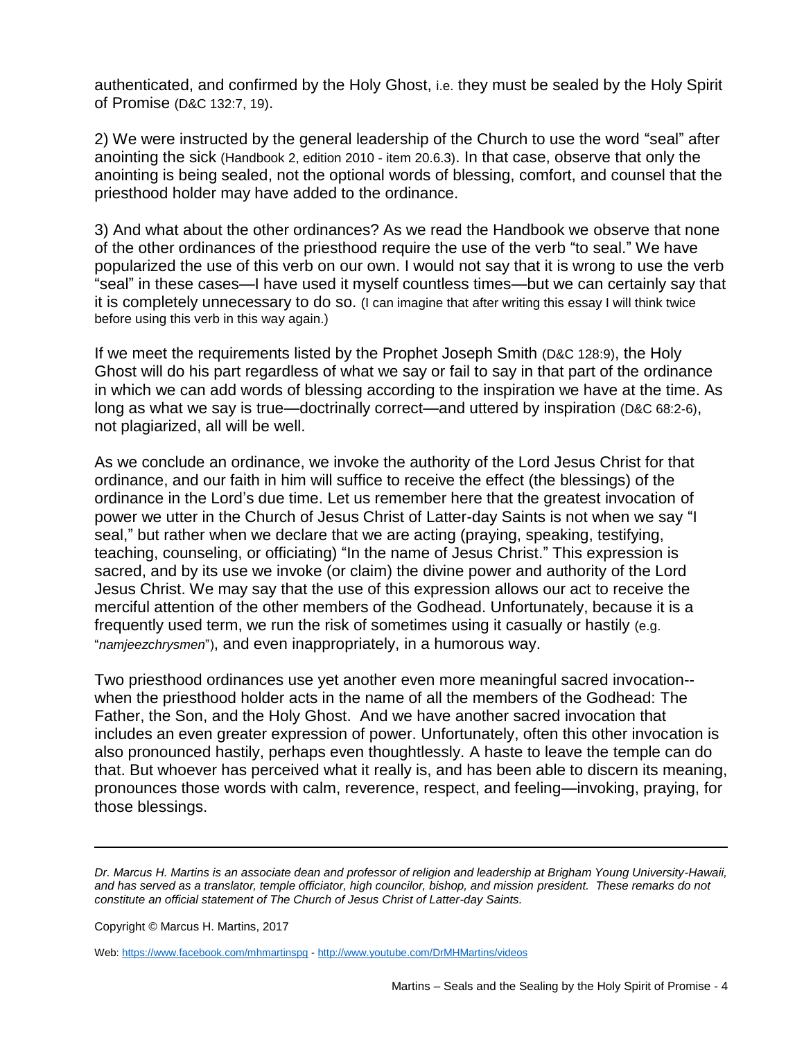authenticated, and confirmed by the Holy Ghost, i.e. they must be sealed by the Holy Spirit of Promise (D&C 132:7, 19).

2) We were instructed by the general leadership of the Church to use the word "seal" after anointing the sick (Handbook 2, edition 2010 - item 20.6.3). In that case, observe that only the anointing is being sealed, not the optional words of blessing, comfort, and counsel that the priesthood holder may have added to the ordinance.

3) And what about the other ordinances? As we read the Handbook we observe that none of the other ordinances of the priesthood require the use of the verb "to seal." We have popularized the use of this verb on our own. I would not say that it is wrong to use the verb "seal" in these cases—I have used it myself countless times—but we can certainly say that it is completely unnecessary to do so. (I can imagine that after writing this essay I will think twice before using this verb in this way again.)

If we meet the requirements listed by the Prophet Joseph Smith (D&C 128:9), the Holy Ghost will do his part regardless of what we say or fail to say in that part of the ordinance in which we can add words of blessing according to the inspiration we have at the time. As long as what we say is true—doctrinally correct—and uttered by inspiration (D&C 68:2-6), not plagiarized, all will be well.

As we conclude an ordinance, we invoke the authority of the Lord Jesus Christ for that ordinance, and our faith in him will suffice to receive the effect (the blessings) of the ordinance in the Lord's due time. Let us remember here that the greatest invocation of power we utter in the Church of Jesus Christ of Latter-day Saints is not when we say "I seal," but rather when we declare that we are acting (praying, speaking, testifying, teaching, counseling, or officiating) "In the name of Jesus Christ." This expression is sacred, and by its use we invoke (or claim) the divine power and authority of the Lord Jesus Christ. We may say that the use of this expression allows our act to receive the merciful attention of the other members of the Godhead. Unfortunately, because it is a frequently used term, we run the risk of sometimes using it casually or hastily (e.g. "*namjeezchrysmen*"), and even inappropriately, in a humorous way.

Two priesthood ordinances use yet another even more meaningful sacred invocation--when the priesthood holder acts in the name of all the members of the Godhead: The Father, the Son, and the Holy Ghost. And we have another sacred invocation that includes an even greater expression of power. Unfortunately, often this other invocation is also pronounced hastily, perhaps even thoughtlessly. A haste to leave the temple can do that. But whoever has perceived what it really is, and has been able to discern its meaning, pronounces those words with calm, reverence, respect, and feeling—invoking, praying, for those blessings.

---

*Dr. Marcus H. Martins is an associate dean and professor of religion and leadership at Brigham Young University-Hawaii, and has served as a translator, temple officiator, high councilor, bishop, and mission president. These remarks do not constitute an official statement of The Church of Jesus Christ of Latter-day Saints.*

Copyright © Marcus H. Martins, 2017

Web: https://www.facebook.com/mhmartinspg - http://www.youtube.com/DrMHMartins/videos